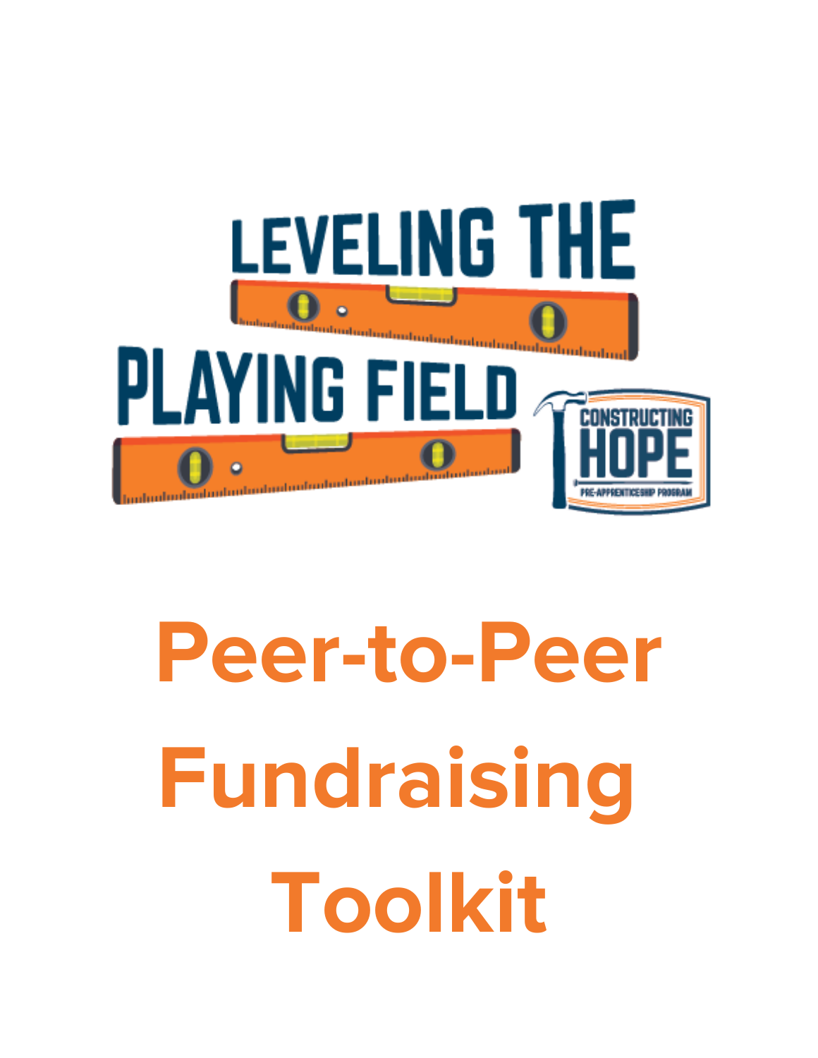LEVELING THE PLAYING FIELD

CONSTRUCTING HOPE

PRE-APPRENTICESHIP PROGRAM

# Peer-to-Peer Fundraising Toolkit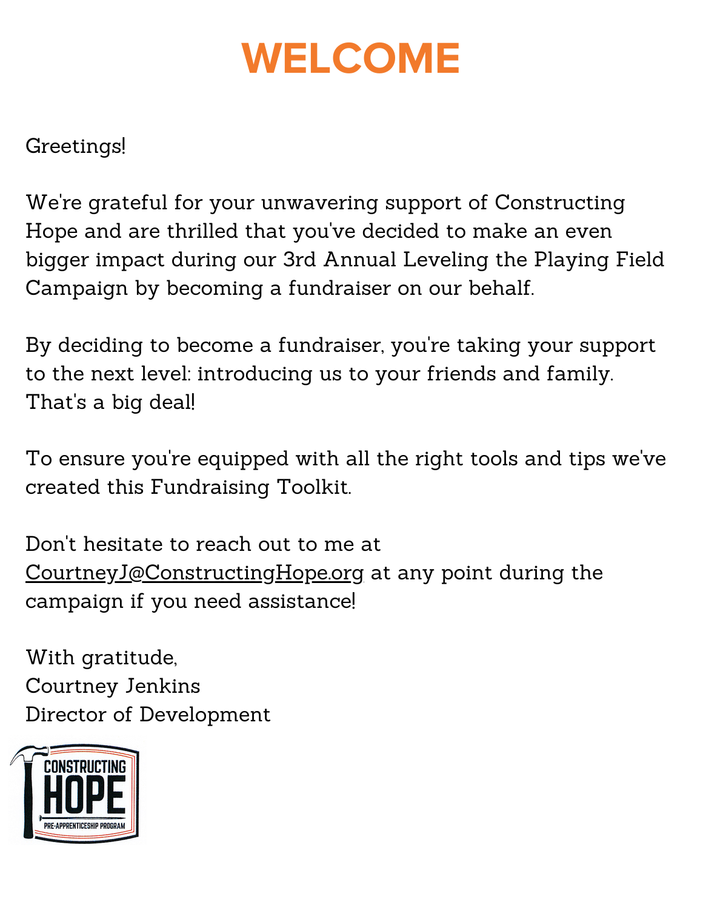# WELCOME

Greetings!

We're grateful for your unwavering support of Constructing Hope and are thrilled that you've decided to make an even bigger impact during our 3rd Annual Leveling the Playing Field Campaign by becoming a fundraiser on our behalf.

By deciding to become a fundraiser, you're taking your support to the next level: introducing us to your friends and family. That's a big deal!

To ensure you're equipped with all the right tools and tips we've created this Fundraising Toolkit.

Don't hesitate to reach out to me at CourtneyJ@ConstructingHope.org at any point during the campaign if you need assistance!

With gratitude,
Courtney Jenkins
Director of Development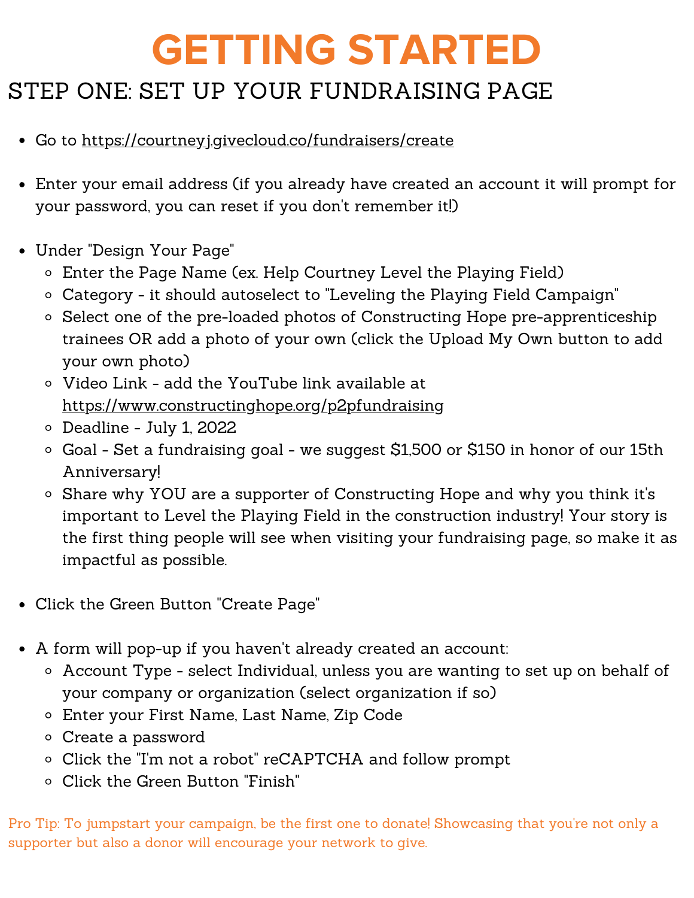# GETTING STARTED

## STEP ONE: SET UP YOUR FUNDRAISING PAGE

- Go to https://courtneyj.givecloud.co/fundraisers/create
- Enter your email address (if you already have created an account it will prompt for your password, you can reset if you don't remember it!)
- Under "Design Your Page"
  - Enter the Page Name (ex. Help Courtney Level the Playing Field)
  - Category - it should autoselect to "Leveling the Playing Field Campaign"
  - Select one of the pre-loaded photos of Constructing Hope pre-apprenticeship trainees OR add a photo of your own (click the Upload My Own button to add your own photo)
  - Video Link - add the YouTube link available at https://www.constructinghope.org/p2pfundraising
  - Deadline - July 1, 2022
  - Goal - Set a fundraising goal - we suggest $1,500 or $150 in honor of our 15th Anniversary!
  - Share why YOU are a supporter of Constructing Hope and why you think it's important to Level the Playing Field in the construction industry! Your story is the first thing people will see when visiting your fundraising page, so make it as impactful as possible.
- Click the Green Button "Create Page"
- A form will pop-up if you haven't already created an account:
  - Account Type - select Individual, unless you are wanting to set up on behalf of your company or organization (select organization if so)
  - Enter your First Name, Last Name, Zip Code
  - Create a password
  - Click the "I'm not a robot" reCAPTCHA and follow prompt
  - Click the Green Button "Finish"

Pro Tip: To jumpstart your campaign, be the first one to donate! Showcasing that you're not only a supporter but also a donor will encourage your network to give.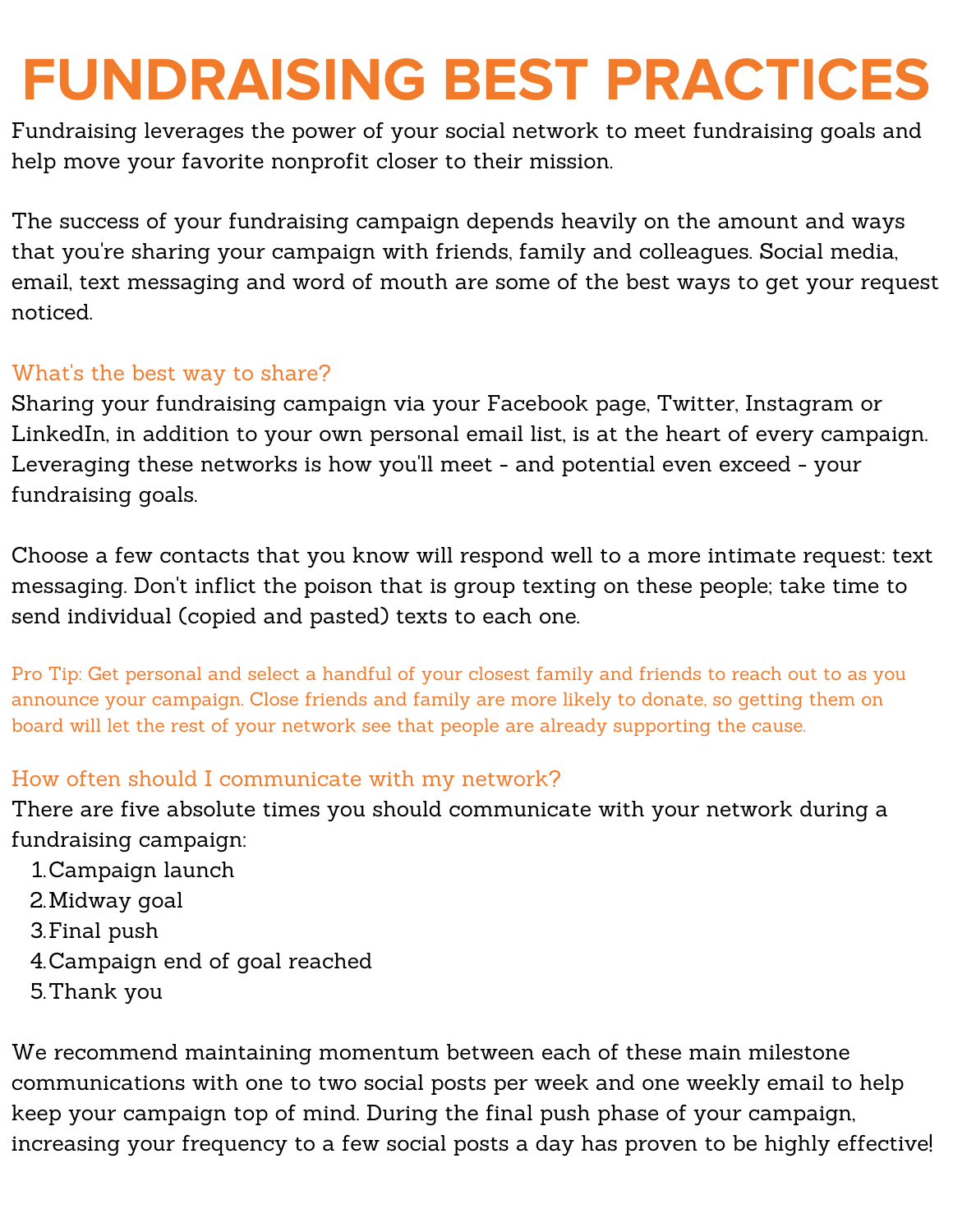# FUNDRAISING BEST PRACTICES

Fundraising leverages the power of your social network to meet fundraising goals and help move your favorite nonprofit closer to their mission.

The success of your fundraising campaign depends heavily on the amount and ways that you're sharing your campaign with friends, family and colleagues. Social media, email, text messaging and word of mouth are some of the best ways to get your request noticed.

## What's the best way to share?

Sharing your fundraising campaign via your Facebook page, Twitter, Instagram or LinkedIn, in addition to your own personal email list, is at the heart of every campaign. Leveraging these networks is how you'll meet - and potential even exceed - your fundraising goals.

Choose a few contacts that you know will respond well to a more intimate request: text messaging. Don't inflict the poison that is group texting on these people; take time to send individual (copied and pasted) texts to each one.

Pro Tip: Get personal and select a handful of your closest family and friends to reach out to as you announce your campaign. Close friends and family are more likely to donate, so getting them on board will let the rest of your network see that people are already supporting the cause.

## How often should I communicate with my network?

There are five absolute times you should communicate with your network during a fundraising campaign:

1. Campaign launch
2. Midway goal
3. Final push
4. Campaign end of goal reached
5. Thank you

We recommend maintaining momentum between each of these main milestone communications with one to two social posts per week and one weekly email to help keep your campaign top of mind. During the final push phase of your campaign, increasing your frequency to a few social posts a day has proven to be highly effective!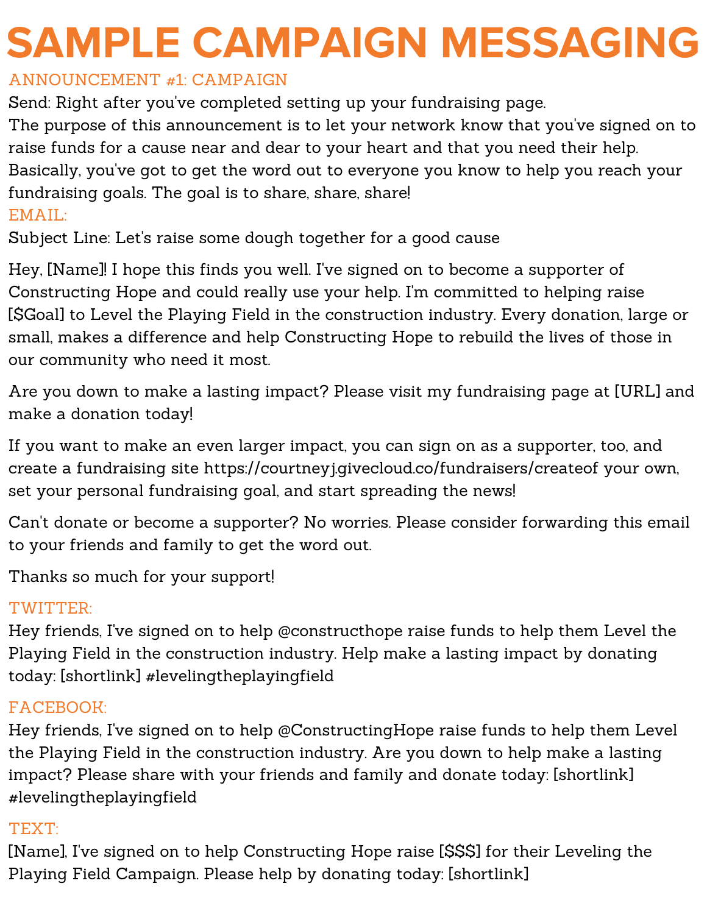# SAMPLE CAMPAIGN MESSAGING

## ANNOUNCEMENT #1: CAMPAIGN

Send: Right after you've completed setting up your fundraising page.

The purpose of this announcement is to let your network know that you've signed on to raise funds for a cause near and dear to your heart and that you need their help. Basically, you've got to get the word out to everyone you know to help you reach your fundraising goals. The goal is to share, share, share!

### EMAIL:

Subject Line: Let's raise some dough together for a good cause

Hey, [Name]! I hope this finds you well. I've signed on to become a supporter of Constructing Hope and could really use your help. I'm committed to helping raise [$Goal] to Level the Playing Field in the construction industry. Every donation, large or small, makes a difference and help Constructing Hope to rebuild the lives of those in our community who need it most.

Are you down to make a lasting impact? Please visit my fundraising page at [URL] and make a donation today!

If you want to make an even larger impact, you can sign on as a supporter, too, and create a fundraising site https://courtneyj.givecloud.co/fundraisers/createof your own, set your personal fundraising goal, and start spreading the news!

Can't donate or become a supporter? No worries. Please consider forwarding this email to your friends and family to get the word out.

Thanks so much for your support!

### TWITTER:

Hey friends, I've signed on to help @constructhope raise funds to help them Level the Playing Field in the construction industry. Help make a lasting impact by donating today: [shortlink] #levelingtheplayingfield

### FACEBOOK:

Hey friends, I've signed on to help @ConstructingHope raise funds to help them Level the Playing Field in the construction industry. Are you down to help make a lasting impact? Please share with your friends and family and donate today: [shortlink] #levelingtheplayingfield

### TEXT:

[Name], I've signed on to help Constructing Hope raise [$$$] for their Leveling the Playing Field Campaign. Please help by donating today: [shortlink]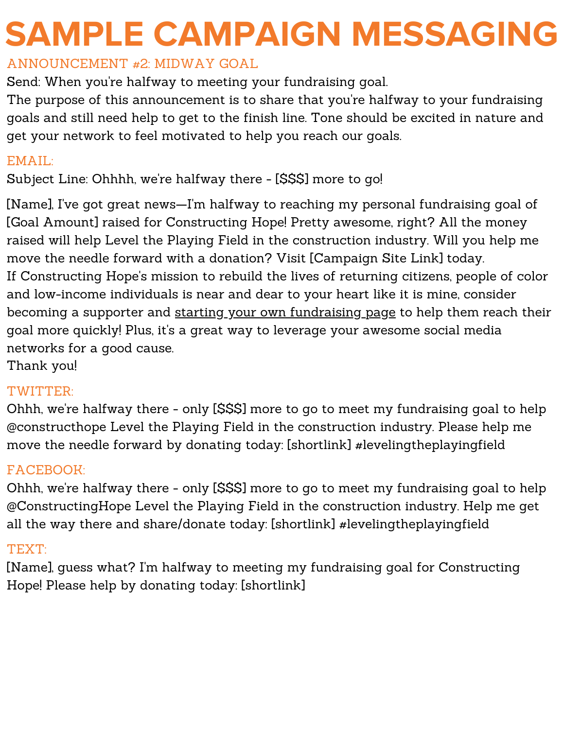# SAMPLE CAMPAIGN MESSAGING

## ANNOUNCEMENT #2: MIDWAY GOAL

Send: When you're halfway to meeting your fundraising goal.
The purpose of this announcement is to share that you're halfway to your fundraising goals and still need help to get to the finish line. Tone should be excited in nature and get your network to feel motivated to help you reach our goals.

### EMAIL:

Subject Line: Ohhhh, we're halfway there - [$$$] more to go!

[Name], I've got great news—I'm halfway to reaching my personal fundraising goal of [Goal Amount] raised for Constructing Hope! Pretty awesome, right? All the money raised will help Level the Playing Field in the construction industry. Will you help me move the needle forward with a donation? Visit [Campaign Site Link] today.
If Constructing Hope's mission to rebuild the lives of returning citizens, people of color and low-income individuals is near and dear to your heart like it is mine, consider becoming a supporter and starting your own fundraising page to help them reach their goal more quickly! Plus, it's a great way to leverage your awesome social media networks for a good cause.
Thank you!

### TWITTER:

Ohhh, we're halfway there - only [$$$] more to go to meet my fundraising goal to help @constructhope Level the Playing Field in the construction industry. Please help me move the needle forward by donating today: [shortlink] #levelingtheplayingfield

### FACEBOOK:

Ohhh, we're halfway there - only [$$$] more to go to meet my fundraising goal to help @ConstructingHope Level the Playing Field in the construction industry. Help me get all the way there and share/donate today: [shortlink] #levelingtheplayingfield

### TEXT:

[Name], guess what? I'm halfway to meeting my fundraising goal for Constructing Hope! Please help by donating today: [shortlink]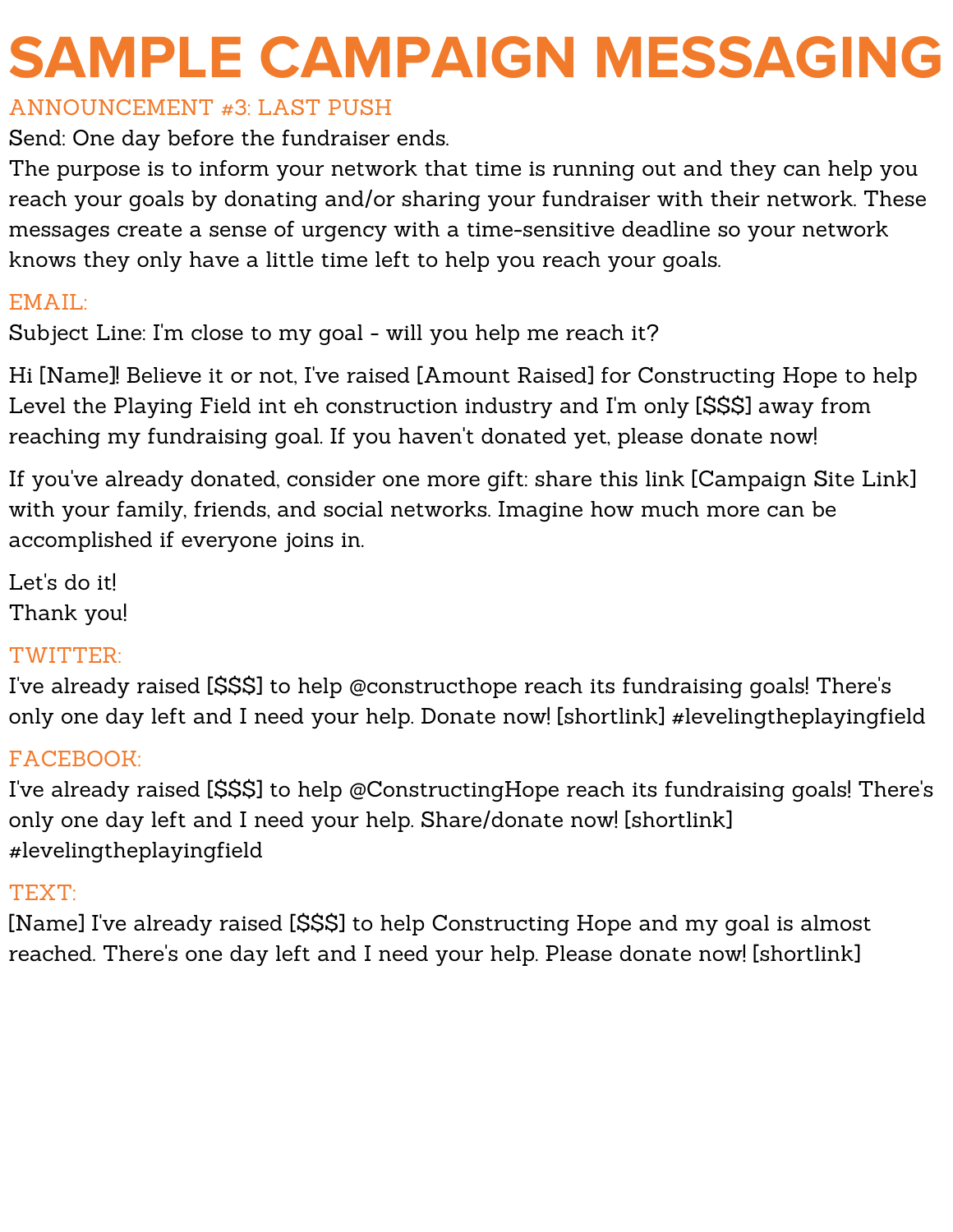# SAMPLE CAMPAIGN MESSAGING

## ANNOUNCEMENT #3: LAST PUSH

Send: One day before the fundraiser ends.
The purpose is to inform your network that time is running out and they can help you reach your goals by donating and/or sharing your fundraiser with their network. These messages create a sense of urgency with a time-sensitive deadline so your network knows they only have a little time left to help you reach your goals.

### EMAIL:

Subject Line: I'm close to my goal - will you help me reach it?

Hi [Name]! Believe it or not, I've raised [Amount Raised] for Constructing Hope to help Level the Playing Field int eh construction industry and I'm only [$$$] away from reaching my fundraising goal. If you haven't donated yet, please donate now!

If you've already donated, consider one more gift: share this link [Campaign Site Link] with your family, friends, and social networks. Imagine how much more can be accomplished if everyone joins in.

Let's do it!
Thank you!

### TWITTER:

I've already raised [$$$] to help @constructhope reach its fundraising goals! There's only one day left and I need your help. Donate now! [shortlink] #levelingtheplayingfield

### FACEBOOK:

I've already raised [$$$] to help @ConstructingHope reach its fundraising goals! There's only one day left and I need your help. Share/donate now! [shortlink] #levelingtheplayingfield

### TEXT:

[Name] I've already raised [$$$] to help Constructing Hope and my goal is almost reached. There's one day left and I need your help. Please donate now! [shortlink]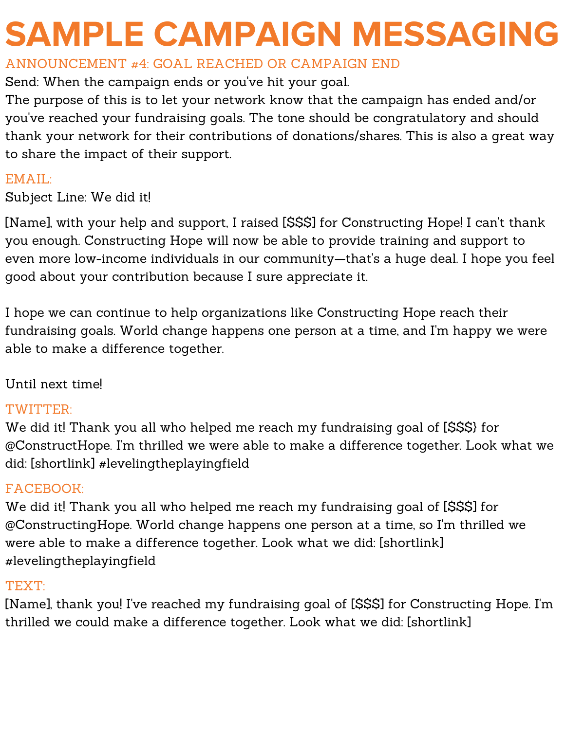# SAMPLE CAMPAIGN MESSAGING

## ANNOUNCEMENT #4: GOAL REACHED OR CAMPAIGN END

Send: When the campaign ends or you've hit your goal.
The purpose of this is to let your network know that the campaign has ended and/or you've reached your fundraising goals. The tone should be congratulatory and should thank your network for their contributions of donations/shares. This is also a great way to share the impact of their support.

### EMAIL:

Subject Line: We did it!

[Name], with your help and support, I raised [$$$] for Constructing Hope! I can't thank you enough. Constructing Hope will now be able to provide training and support to even more low-income individuals in our community—that's a huge deal. I hope you feel good about your contribution because I sure appreciate it.

I hope we can continue to help organizations like Constructing Hope reach their fundraising goals. World change happens one person at a time, and I'm happy we were able to make a difference together.

Until next time!

### TWITTER:

We did it! Thank you all who helped me reach my fundraising goal of [$$$} for @ConstructHope. I'm thrilled we were able to make a difference together. Look what we did: [shortlink] #levelingtheplayingfield

### FACEBOOK:

We did it! Thank you all who helped me reach my fundraising goal of [$$$] for @ConstructingHope. World change happens one person at a time, so I'm thrilled we were able to make a difference together. Look what we did: [shortlink] #levelingtheplayingfield

### TEXT:

[Name], thank you! I've reached my fundraising goal of [$$$] for Constructing Hope. I'm thrilled we could make a difference together. Look what we did: [shortlink]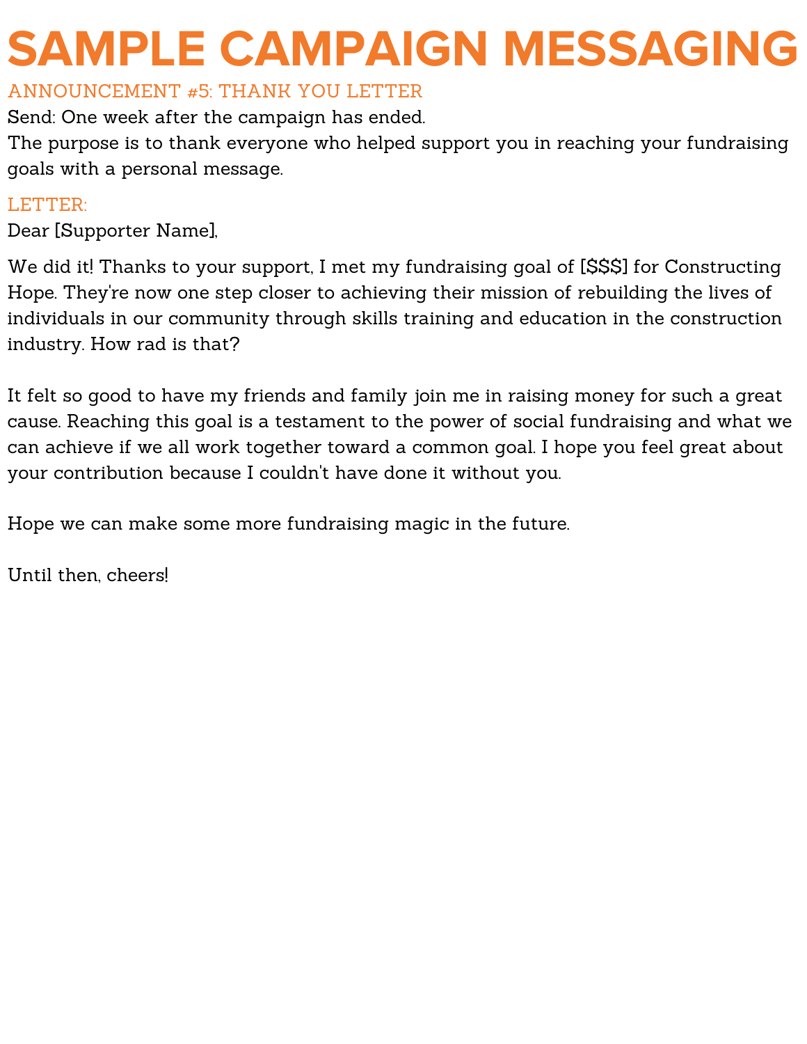# SAMPLE CAMPAIGN MESSAGING

## ANNOUNCEMENT #5: THANK YOU LETTER

Send: One week after the campaign has ended.
The purpose is to thank everyone who helped support you in reaching your fundraising goals with a personal message.

### LETTER:

Dear [Supporter Name],

We did it! Thanks to your support, I met my fundraising goal of [$$$] for Constructing Hope. They're now one step closer to achieving their mission of rebuilding the lives of individuals in our community through skills training and education in the construction industry. How rad is that?

It felt so good to have my friends and family join me in raising money for such a great cause. Reaching this goal is a testament to the power of social fundraising and what we can achieve if we all work together toward a common goal. I hope you feel great about your contribution because I couldn't have done it without you.

Hope we can make some more fundraising magic in the future.

Until then, cheers!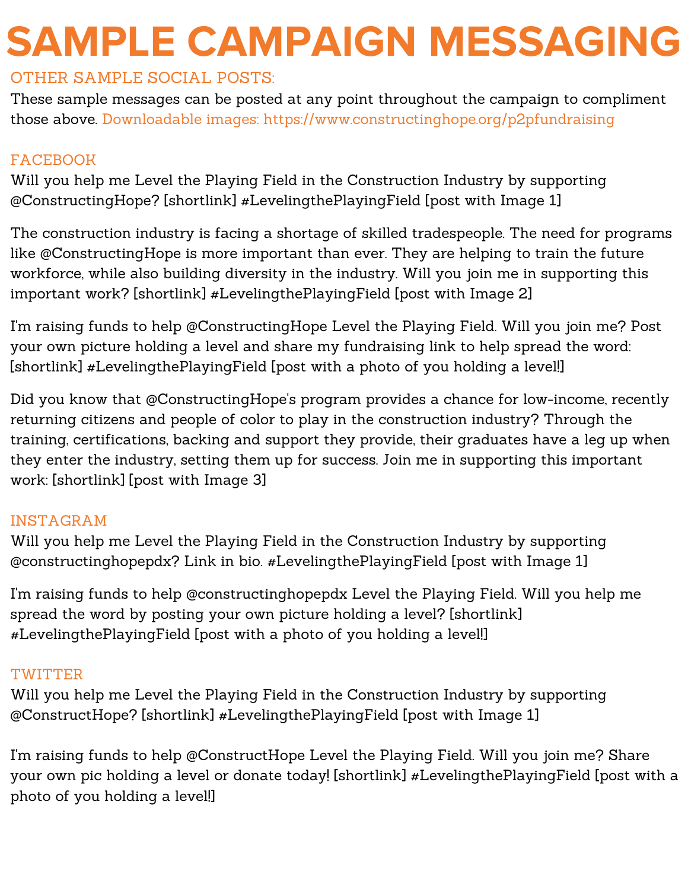# SAMPLE CAMPAIGN MESSAGING

## OTHER SAMPLE SOCIAL POSTS:

These sample messages can be posted at any point throughout the campaign to compliment those above. Downloadable images: https://www.constructinghope.org/p2pfundraising

### FACEBOOK

Will you help me Level the Playing Field in the Construction Industry by supporting @ConstructingHope? [shortlink] #LevelingthePlayingField [post with Image 1]

The construction industry is facing a shortage of skilled tradespeople. The need for programs like @ConstructingHope is more important than ever. They are helping to train the future workforce, while also building diversity in the industry. Will you join me in supporting this important work? [shortlink] #LevelingthePlayingField [post with Image 2]

I'm raising funds to help @ConstructingHope Level the Playing Field. Will you join me? Post your own picture holding a level and share my fundraising link to help spread the word: [shortlink] #LevelingthePlayingField [post with a photo of you holding a level!]

Did you know that @ConstructingHope's program provides a chance for low-income, recently returning citizens and people of color to play in the construction industry? Through the training, certifications, backing and support they provide, their graduates have a leg up when they enter the industry, setting them up for success. Join me in supporting this important work: [shortlink] [post with Image 3]

### INSTAGRAM

Will you help me Level the Playing Field in the Construction Industry by supporting @constructinghopepdx? Link in bio. #LevelingthePlayingField [post with Image 1]

I'm raising funds to help @constructinghopepdx Level the Playing Field. Will you help me spread the word by posting your own picture holding a level? [shortlink] #LevelingthePlayingField [post with a photo of you holding a level!]

### TWITTER

Will you help me Level the Playing Field in the Construction Industry by supporting @ConstructHope? [shortlink] #LevelingthePlayingField [post with Image 1]

I'm raising funds to help @ConstructHope Level the Playing Field. Will you join me? Share your own pic holding a level or donate today! [shortlink] #LevelingthePlayingField [post with a photo of you holding a level!]